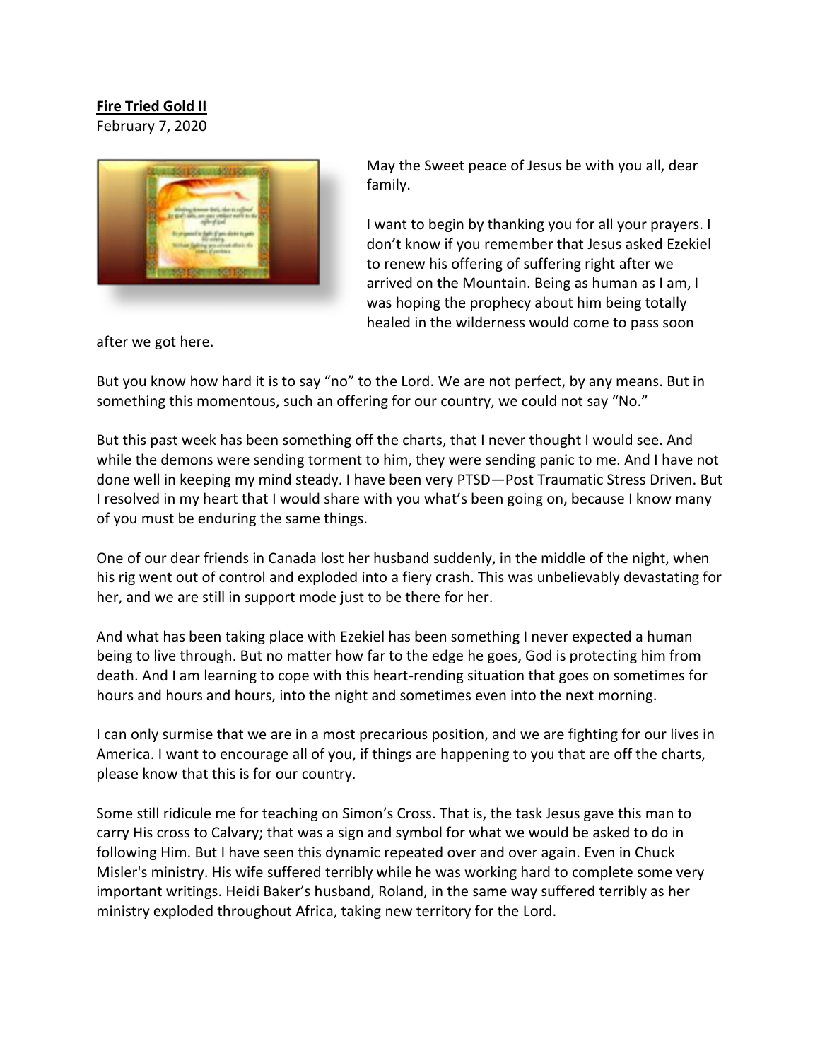**Fire Tried Gold II**

February 7, 2020

May the Sweet peace of Jesus be with you all, dear family.

I want to begin by thanking you for all your prayers. I don't know if you remember that Jesus asked Ezekiel to renew his offering of suffering right after we arrived on the Mountain. Being as human as I am, I was hoping the prophecy about him being totally healed in the wilderness would come to pass soon after we got here.

But you know how hard it is to say "no" to the Lord. We are not perfect, by any means. But in something this momentous, such an offering for our country, we could not say "No."

But this past week has been something off the charts, that I never thought I would see. And while the demons were sending torment to him, they were sending panic to me. And I have not done well in keeping my mind steady. I have been very PTSD—Post Traumatic Stress Driven. But I resolved in my heart that I would share with you what's been going on, because I know many of you must be enduring the same things.

One of our dear friends in Canada lost her husband suddenly, in the middle of the night, when his rig went out of control and exploded into a fiery crash. This was unbelievably devastating for her, and we are still in support mode just to be there for her.

And what has been taking place with Ezekiel has been something I never expected a human being to live through. But no matter how far to the edge he goes, God is protecting him from death. And I am learning to cope with this heart-rending situation that goes on sometimes for hours and hours and hours, into the night and sometimes even into the next morning.

I can only surmise that we are in a most precarious position, and we are fighting for our lives in America. I want to encourage all of you, if things are happening to you that are off the charts, please know that this is for our country.

Some still ridicule me for teaching on Simon's Cross. That is, the task Jesus gave this man to carry His cross to Calvary; that was a sign and symbol for what we would be asked to do in following Him. But I have seen this dynamic repeated over and over again. Even in Chuck Misler's ministry. His wife suffered terribly while he was working hard to complete some very important writings. Heidi Baker's husband, Roland, in the same way suffered terribly as her ministry exploded throughout Africa, taking new territory for the Lord.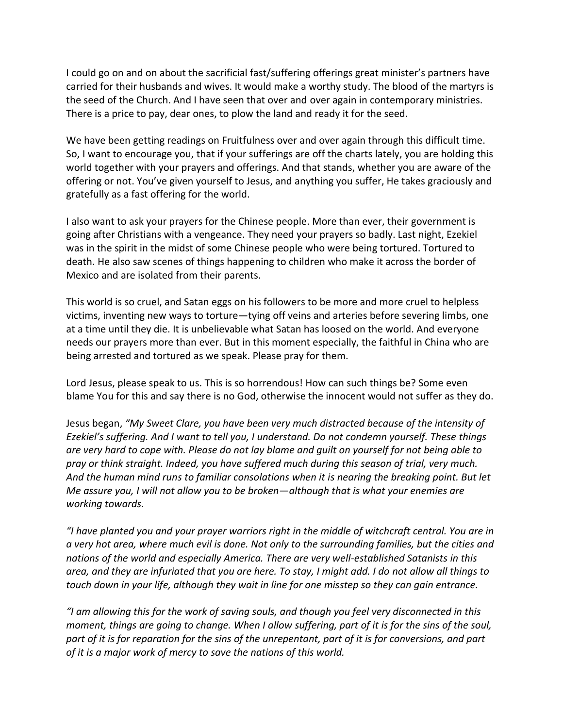I could go on and on about the sacrificial fast/suffering offerings great minister's partners have carried for their husbands and wives. It would make a worthy study. The blood of the martyrs is the seed of the Church. And I have seen that over and over again in contemporary ministries. There is a price to pay, dear ones, to plow the land and ready it for the seed.

We have been getting readings on Fruitfulness over and over again through this difficult time. So, I want to encourage you, that if your sufferings are off the charts lately, you are holding this world together with your prayers and offerings. And that stands, whether you are aware of the offering or not. You've given yourself to Jesus, and anything you suffer, He takes graciously and gratefully as a fast offering for the world.

I also want to ask your prayers for the Chinese people. More than ever, their government is going after Christians with a vengeance. They need your prayers so badly. Last night, Ezekiel was in the spirit in the midst of some Chinese people who were being tortured. Tortured to death. He also saw scenes of things happening to children who make it across the border of Mexico and are isolated from their parents.

This world is so cruel, and Satan eggs on his followers to be more and more cruel to helpless victims, inventing new ways to torture—tying off veins and arteries before severing limbs, one at a time until they die. It is unbelievable what Satan has loosed on the world. And everyone needs our prayers more than ever. But in this moment especially, the faithful in China who are being arrested and tortured as we speak. Please pray for them.

Lord Jesus, please speak to us. This is so horrendous! How can such things be? Some even blame You for this and say there is no God, otherwise the innocent would not suffer as they do.

Jesus began, *"My Sweet Clare, you have been very much distracted because of the intensity of Ezekiel's suffering. And I want to tell you, I understand. Do not condemn yourself. These things are very hard to cope with. Please do not lay blame and guilt on yourself for not being able to pray or think straight. Indeed, you have suffered much during this season of trial, very much. And the human mind runs to familiar consolations when it is nearing the breaking point. But let Me assure you, I will not allow you to be broken—although that is what your enemies are working towards.*

*"I have planted you and your prayer warriors right in the middle of witchcraft central. You are in a very hot area, where much evil is done. Not only to the surrounding families, but the cities and nations of the world and especially America. There are very well-established Satanists in this area, and they are infuriated that you are here. To stay, I might add. I do not allow all things to touch down in your life, although they wait in line for one misstep so they can gain entrance.*

*"I am allowing this for the work of saving souls, and though you feel very disconnected in this moment, things are going to change. When I allow suffering, part of it is for the sins of the soul, part of it is for reparation for the sins of the unrepentant, part of it is for conversions, and part of it is a major work of mercy to save the nations of this world.*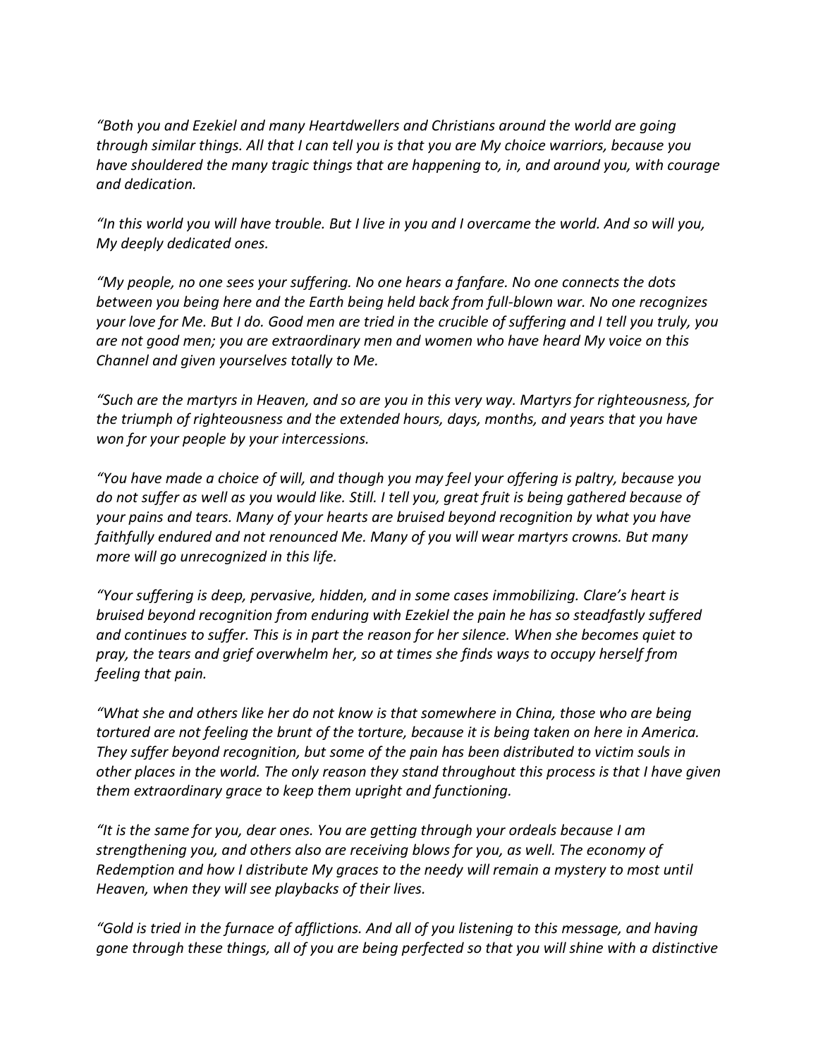*“Both you and Ezekiel and many Heartdwellers and Christians around the world are going through similar things. All that I can tell you is that you are My choice warriors, because you have shouldered the many tragic things that are happening to, in, and around you, with courage and dedication.*

*“In this world you will have trouble. But I live in you and I overcame the world. And so will you, My deeply dedicated ones.*

*“My people, no one sees your suffering. No one hears a fanfare. No one connects the dots between you being here and the Earth being held back from full-blown war. No one recognizes your love for Me. But I do. Good men are tried in the crucible of suffering and I tell you truly, you are not good men; you are extraordinary men and women who have heard My voice on this Channel and given yourselves totally to Me.*

*“Such are the martyrs in Heaven, and so are you in this very way. Martyrs for righteousness, for the triumph of righteousness and the extended hours, days, months, and years that you have won for your people by your intercessions.*

*“You have made a choice of will, and though you may feel your offering is paltry, because you do not suffer as well as you would like. Still. I tell you, great fruit is being gathered because of your pains and tears. Many of your hearts are bruised beyond recognition by what you have faithfully endured and not renounced Me. Many of you will wear martyrs crowns. But many more will go unrecognized in this life.*

*“Your suffering is deep, pervasive, hidden, and in some cases immobilizing. Clare’s heart is bruised beyond recognition from enduring with Ezekiel the pain he has so steadfastly suffered and continues to suffer. This is in part the reason for her silence. When she becomes quiet to pray, the tears and grief overwhelm her, so at times she finds ways to occupy herself from feeling that pain.*

*“What she and others like her do not know is that somewhere in China, those who are being tortured are not feeling the brunt of the torture, because it is being taken on here in America. They suffer beyond recognition, but some of the pain has been distributed to victim souls in other places in the world. The only reason they stand throughout this process is that I have given them extraordinary grace to keep them upright and functioning.*

*“It is the same for you, dear ones. You are getting through your ordeals because I am strengthening you, and others also are receiving blows for you, as well. The economy of Redemption and how I distribute My graces to the needy will remain a mystery to most until Heaven, when they will see playbacks of their lives.*

*“Gold is tried in the furnace of afflictions. And all of you listening to this message, and having gone through these things, all of you are being perfected so that you will shine with a distinctive*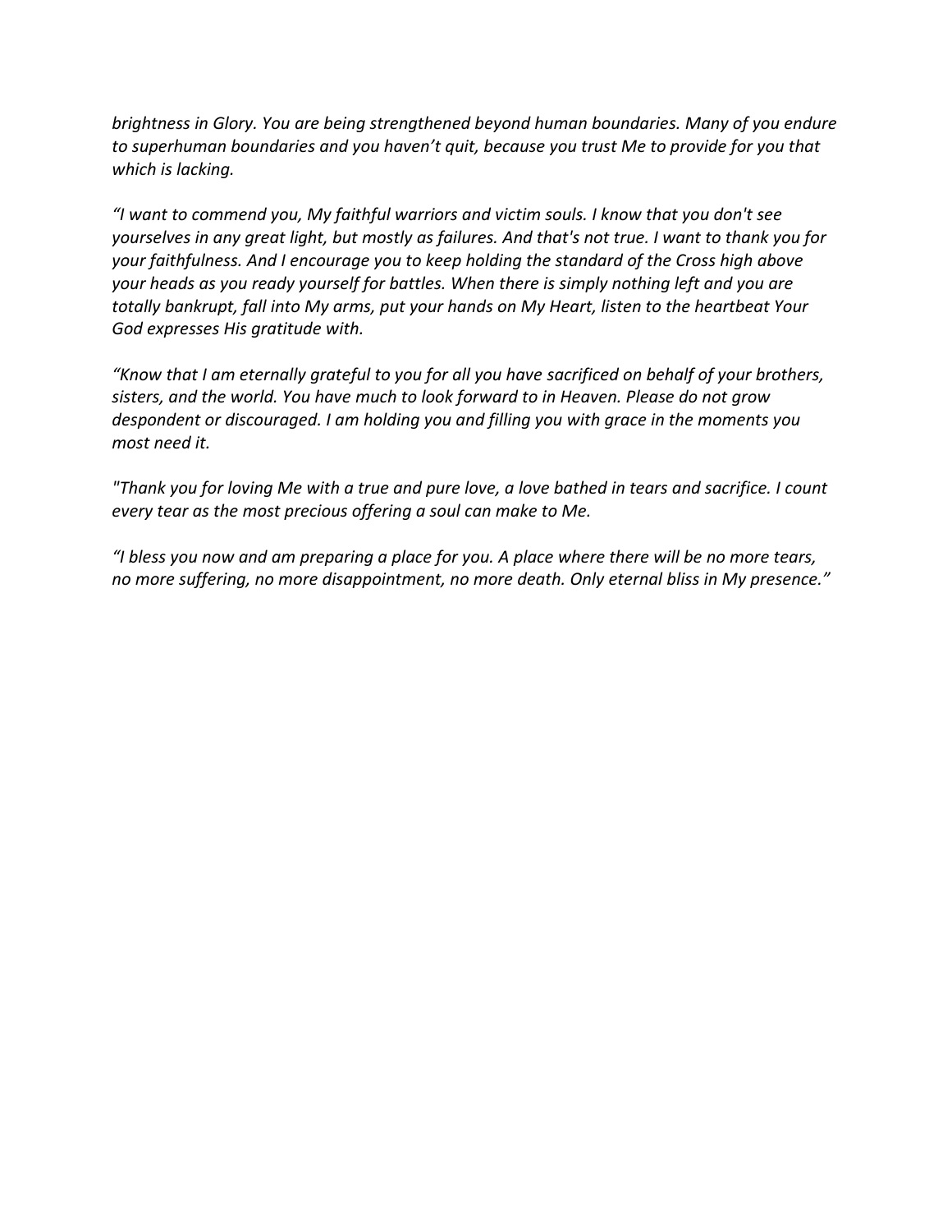*brightness in Glory. You are being strengthened beyond human boundaries. Many of you endure to superhuman boundaries and you haven't quit, because you trust Me to provide for you that which is lacking.*

*"I want to commend you, My faithful warriors and victim souls. I know that you don't see yourselves in any great light, but mostly as failures. And that's not true. I want to thank you for your faithfulness. And I encourage you to keep holding the standard of the Cross high above your heads as you ready yourself for battles. When there is simply nothing left and you are totally bankrupt, fall into My arms, put your hands on My Heart, listen to the heartbeat Your God expresses His gratitude with.*

*"Know that I am eternally grateful to you for all you have sacrificed on behalf of your brothers, sisters, and the world. You have much to look forward to in Heaven. Please do not grow despondent or discouraged. I am holding you and filling you with grace in the moments you most need it.*

*"Thank you for loving Me with a true and pure love, a love bathed in tears and sacrifice. I count every tear as the most precious offering a soul can make to Me.*

*"I bless you now and am preparing a place for you. A place where there will be no more tears, no more suffering, no more disappointment, no more death. Only eternal bliss in My presence."*